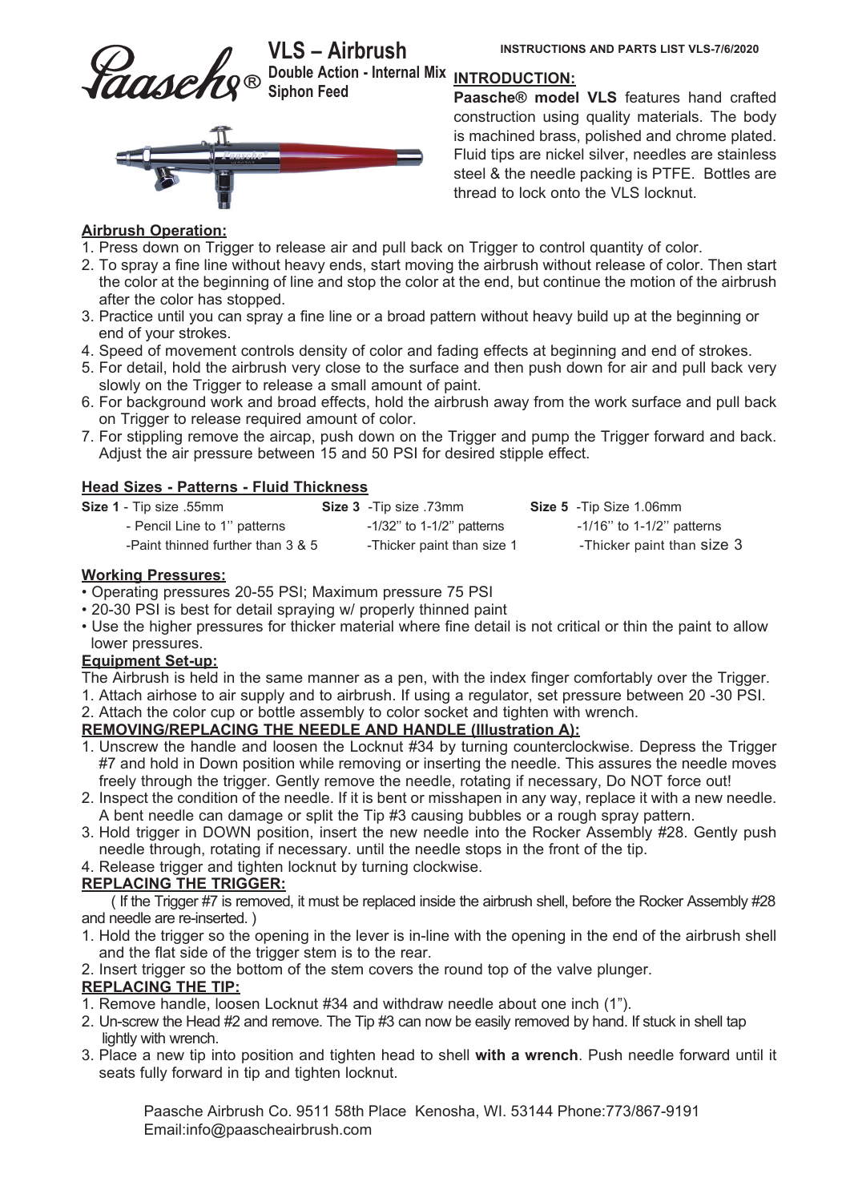# VLS – Airbrush

**Double Action - Internal Mix**
**Siphon Feed**

**INSTRUCTIONS AND PARTS LIST VLS-7/6/2020**

## INTRODUCTION:

**Paasche® model VLS** features hand crafted construction using quality materials. The body is machined brass, polished and chrome plated. Fluid tips are nickel silver, needles are stainless steel & the needle packing is PTFE. Bottles are thread to lock onto the VLS locknut.

## Airbrush Operation:

1. Press down on Trigger to release air and pull back on Trigger to control quantity of color.
2. To spray a fine line without heavy ends, start moving the airbrush without release of color. Then start the color at the beginning of line and stop the color at the end, but continue the motion of the airbrush after the color has stopped.
3. Practice until you can spray a fine line or a broad pattern without heavy build up at the beginning or end of your strokes.
4. Speed of movement controls density of color and fading effects at beginning and end of strokes.
5. For detail, hold the airbrush very close to the surface and then push down for air and pull back very slowly on the Trigger to release a small amount of paint.
6. For background work and broad effects, hold the airbrush away from the work surface and pull back on Trigger to release required amount of color.
7. For stippling remove the aircap, push down on the Trigger and pump the Trigger forward and back. Adjust the air pressure between 15 and 50 PSI for desired stipple effect.

## Head Sizes - Patterns - Fluid Thickness

| **Size 1** - Tip size .55mm | **Size 3** -Tip size .73mm | **Size 5** -Tip Size 1.06mm |
|---|---|---|
| - Pencil Line to 1'' patterns | -1/32'' to 1-1/2'' patterns | -1/16'' to 1-1/2'' patterns |
| -Paint thinned further than 3 & 5 | -Thicker paint than size 1 | -Thicker paint than size 3 |

## Working Pressures:

- Operating pressures 20-55 PSI; Maximum pressure 75 PSI
- 20-30 PSI is best for detail spraying w/ properly thinned paint
- Use the higher pressures for thicker material where fine detail is not critical or thin the paint to allow lower pressures.

## Equipment Set-up:

The Airbrush is held in the same manner as a pen, with the index finger comfortably over the Trigger.

1. Attach airhose to air supply and to airbrush. If using a regulator, set pressure between 20 -30 PSI.
2. Attach the color cup or bottle assembly to color socket and tighten with wrench.

## REMOVING/REPLACING THE NEEDLE AND HANDLE (Illustration A):

1. Unscrew the handle and loosen the Locknut #34 by turning counterclockwise. Depress the Trigger #7 and hold in Down position while removing or inserting the needle. This assures the needle moves freely through the trigger. Gently remove the needle, rotating if necessary, Do NOT force out!
2. Inspect the condition of the needle. If it is bent or misshapen in any way, replace it with a new needle. A bent needle can damage or split the Tip #3 causing bubbles or a rough spray pattern.
3. Hold trigger in DOWN position, insert the new needle into the Rocker Assembly #28. Gently push needle through, rotating if necessary. until the needle stops in the front of the tip.
4. Release trigger and tighten locknut by turning clockwise.

## REPLACING THE TRIGGER:

( If the Trigger #7 is removed, it must be replaced inside the airbrush shell, before the Rocker Assembly #28 and needle are re-inserted. )

1. Hold the trigger so the opening in the lever is in-line with the opening in the end of the airbrush shell and the flat side of the trigger stem is to the rear.
2. Insert trigger so the bottom of the stem covers the round top of the valve plunger.

## REPLACING THE TIP:

1. Remove handle, loosen Locknut #34 and withdraw needle about one inch (1").
2. Un-screw the Head #2 and remove. The Tip #3 can now be easily removed by hand. If stuck in shell tap lightly with wrench.
3. Place a new tip into position and tighten head to shell **with a wrench**. Push needle forward until it seats fully forward in tip and tighten locknut.

Paasche Airbrush Co. 9511 58th Place Kenosha, WI. 53144 Phone:773/867-9191
Email:info@paascheairbrush.com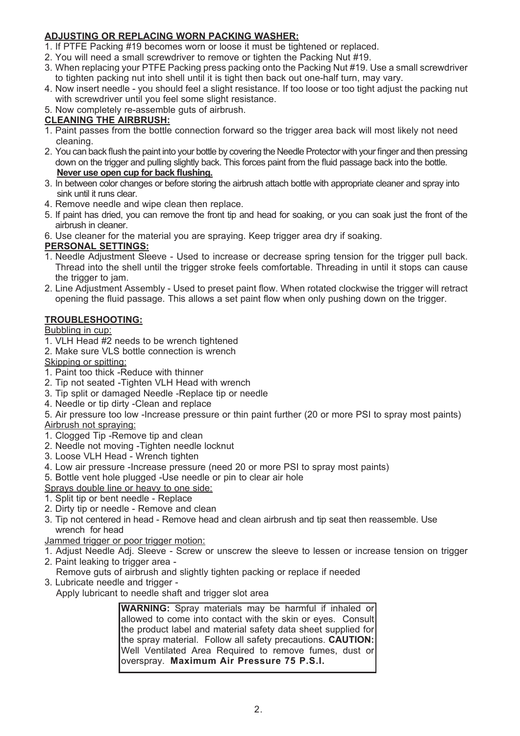**ADJUSTING OR REPLACING WORN PACKING WASHER:**

1. If PTFE Packing #19 becomes worn or loose it must be tightened or replaced.
2. You will need a small screwdriver to remove or tighten the Packing Nut #19.
3. When replacing your PTFE Packing press packing onto the Packing Nut #19. Use a small screwdriver to tighten packing nut into shell until it is tight then back out one-half turn, may vary.
4. Now insert needle - you should feel a slight resistance. If too loose or too tight adjust the packing nut with screwdriver until you feel some slight resistance.
5. Now completely re-assemble guts of airbrush.

**CLEANING THE AIRBRUSH:**

1. Paint passes from the bottle connection forward so the trigger area back will most likely not need cleaning.
2. You can back flush the paint into your bottle by covering the Needle Protector with your finger and then pressing down on the trigger and pulling slightly back. This forces paint from the fluid passage back into the bottle. **Never use open cup for back flushing.**
3. In between color changes or before storing the airbrush attach bottle with appropriate cleaner and spray into sink until it runs clear.
4. Remove needle and wipe clean then replace.
5. If paint has dried, you can remove the front tip and head for soaking, or you can soak just the front of the airbrush in cleaner.
6. Use cleaner for the material you are spraying. Keep trigger area dry if soaking.

**PERSONAL SETTINGS:**

1. Needle Adjustment Sleeve - Used to increase or decrease spring tension for the trigger pull back. Thread into the shell until the trigger stroke feels comfortable. Threading in until it stops can cause the trigger to jam.
2. Line Adjustment Assembly - Used to preset paint flow. When rotated clockwise the trigger will retract opening the fluid passage. This allows a set paint flow when only pushing down on the trigger.

**TROUBLESHOOTING:**

Bubbling in cup:

1. VLH Head #2 needs to be wrench tightened
2. Make sure VLS bottle connection is wrench

Skipping or spitting:

1. Paint too thick -Reduce with thinner
2. Tip not seated -Tighten VLH Head with wrench
3. Tip split or damaged Needle -Replace tip or needle
4. Needle or tip dirty -Clean and replace
5. Air pressure too low -Increase pressure or thin paint further (20 or more PSI to spray most paints)

Airbrush not spraying:

1. Clogged Tip -Remove tip and clean
2. Needle not moving -Tighten needle locknut
3. Loose VLH Head - Wrench tighten
4. Low air pressure -Increase pressure (need 20 or more PSI to spray most paints)
5. Bottle vent hole plugged -Use needle or pin to clear air hole

Sprays double line or heavy to one side:

1. Split tip or bent needle - Replace
2. Dirty tip or needle - Remove and clean
3. Tip not centered in head - Remove head and clean airbrush and tip seat then reassemble. Use wrench for head

Jammed trigger or poor trigger motion:

1. Adjust Needle Adj. Sleeve - Screw or unscrew the sleeve to lessen or increase tension on trigger
2. Paint leaking to trigger area -
   Remove guts of airbrush and slightly tighten packing or replace if needed
3. Lubricate needle and trigger -
   Apply lubricant to needle shaft and trigger slot area

**WARNING:** Spray materials may be harmful if inhaled or allowed to come into contact with the skin or eyes. Consult the product label and material safety data sheet supplied for the spray material. Follow all safety precautions. **CAUTION:** Well Ventilated Area Required to remove fumes, dust or overspray. **Maximum Air Pressure 75 P.S.I.**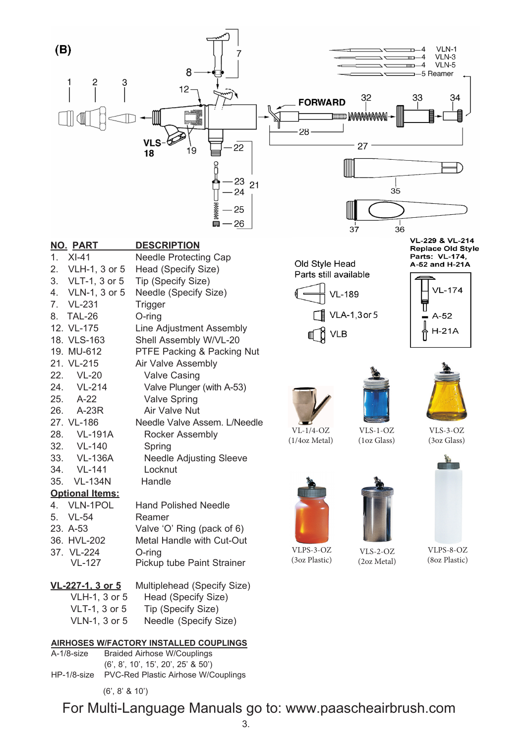(B)

| NO. | PART | DESCRIPTION |
|---|---|---|
| 1. | XI-41 | Needle Protecting Cap |
| 2. | VLH-1, 3 or 5 | Head (Specify Size) |
| 3. | VLT-1, 3 or 5 | Tip (Specify Size) |
| 4. | VLN-1, 3 or 5 | Needle (Specify Size) |
| 7. | VL-231 | Trigger |
| 8. | TAL-26 | O-ring |
| 12. | VL-175 | Line Adjustment Assembly |
| 18. | VLS-163 | Shell Assembly W/VL-20 |
| 19. | MU-612 | PTFE Packing & Packing Nut |
| 21. | VL-215 | Air Valve Assembly |
| 22. | VL-20 | Valve Casing |
| 24. | VL-214 | Valve Plunger (with A-53) |
| 25. | A-22 | Valve Spring |
| 26. | A-23R | Air Valve Nut |
| 27. | VL-186 | Needle Valve Assem. L/Needle |
| 28. | VL-191A | Rocker Assembly |
| 32. | VL-140 | Spring |
| 33. | VL-136A | Needle Adjusting Sleeve |
| 34. | VL-141 | Locknut |
| 35. | VL-134N | Handle |

**Optional Items:**

| | | |
|---|---|---|
| 4. | VLN-1POL | Hand Polished Needle |
| 5. | VL-54 | Reamer |
| 23. | A-53 | Valve 'O' Ring (pack of 6) |
| 36. | HVL-202 | Metal Handle with Cut-Out |
| 37. | VL-224 | O-ring |
| | VL-127 | Pickup tube Paint Strainer |

| | |
|---|---|
| **VL-227-1, 3 or 5** | Multiplehead (Specify Size) |
| VLH-1, 3 or 5 | Head (Specify Size) |
| VLT-1, 3 or 5 | Tip (Specify Size) |
| VLN-1, 3 or 5 | Needle (Specify Size) |

**AIRHOSES W/FACTORY INSTALLED COUPLINGS**

| | |
|---|---|
| A-1/8-size | Braided Airhose W/Couplings (6', 8', 10', 15', 20', 25' & 50') |
| HP-1/8-size | PVC-Red Plastic Airhose W/Couplings (6', 8' & 10') |

Old Style Head Parts still available

VL-189

VLA-1,3 or 5

VLB

**VL-229 & VL-214 Replace Old Style Parts: VL-174, A-52 and H-21A**

VL-174

A-52

H-21A

VL-1/4-OZ (1/4oz Metal)

VLS-1-OZ (1oz Glass)

VLS-3-OZ (3oz Glass)

VLPS-3-OZ (3oz Plastic)

VLS-2-OZ (2oz Metal)

VLPS-8-OZ (8oz Plastic)

For Multi-Language Manuals go to: www.paascheairbrush.com